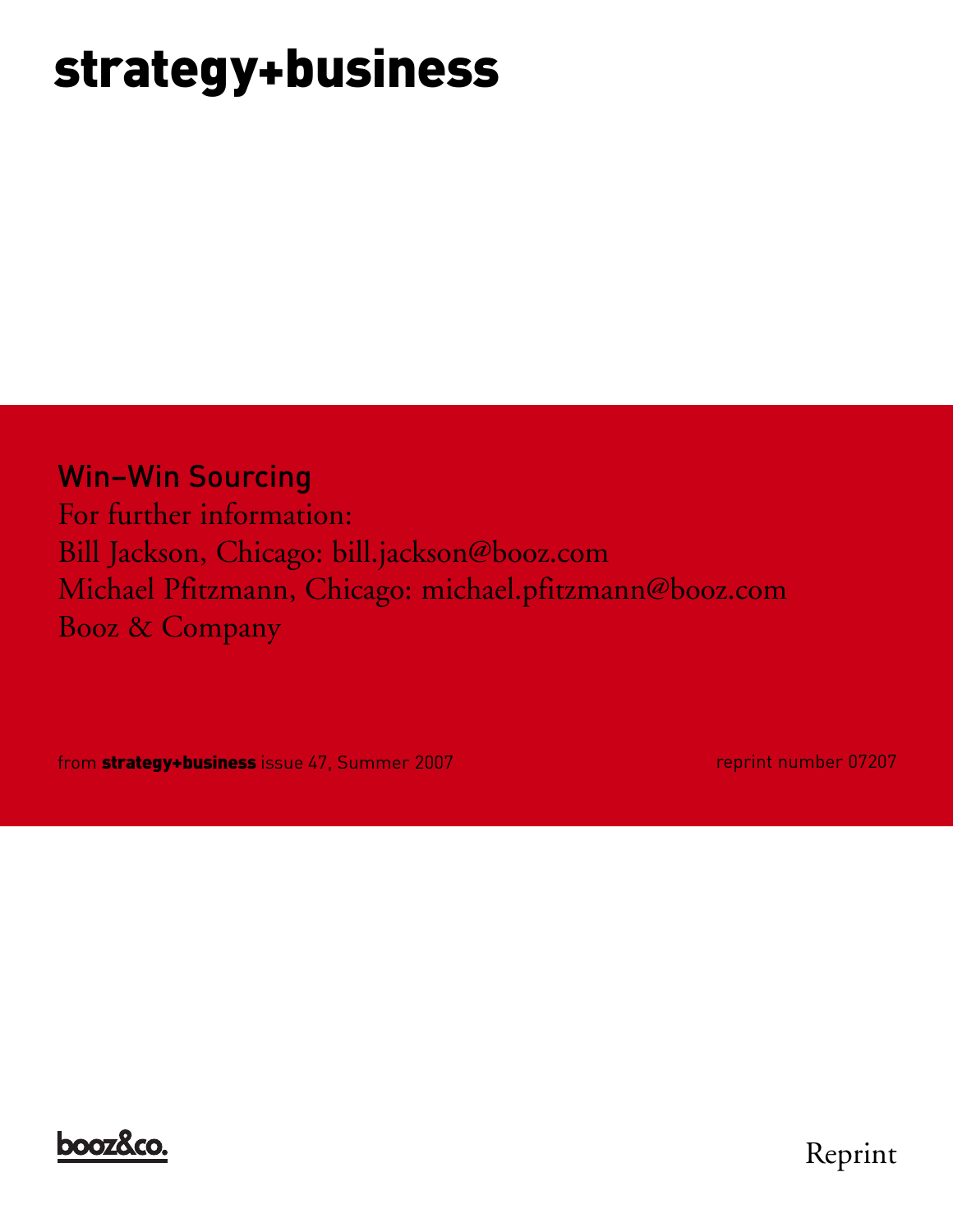# strategy+business

## Win–Win Sourcing

For further information:

Bill Jackson, Chicago: bill.jackson@booz.com

Michael Pfitzmann, Chicago: michael.pfitzmann@booz.com

Booz & Company

from **strategy+business** issue 47, Summer 2007

reprint number 07207

booz&co.

Reprint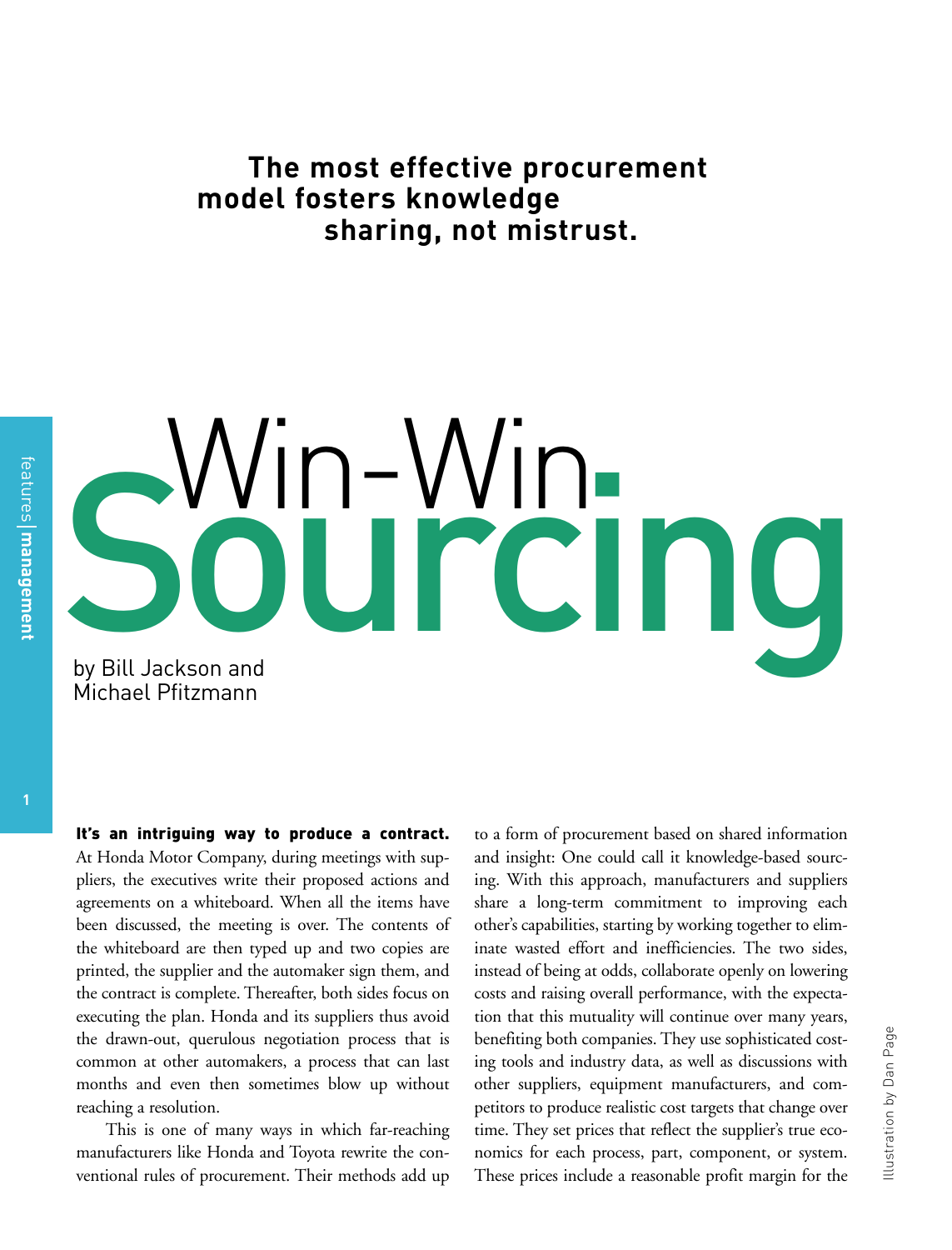**The most effective procurement model fosters knowledge sharing, not mistrust.**

# Win-Win Sourcing

by Bill Jackson and Michael Pfitzmann

**It's an intriguing way to produce a contract.** At Honda Motor Company, during meetings with suppliers, the executives write their proposed actions and agreements on a whiteboard. When all the items have been discussed, the meeting is over. The contents of the whiteboard are then typed up and two copies are printed, the supplier and the automaker sign them, and the contract is complete. Thereafter, both sides focus on executing the plan. Honda and its suppliers thus avoid the drawn-out, querulous negotiation process that is common at other automakers, a process that can last months and even then sometimes blow up without reaching a resolution.

This is one of many ways in which far-reaching manufacturers like Honda and Toyota rewrite the conventional rules of procurement. Their methods add up to a form of procurement based on shared information and insight: One could call it knowledge-based sourcing. With this approach, manufacturers and suppliers share a long-term commitment to improving each other's capabilities, starting by working together to eliminate wasted effort and inefficiencies. The two sides, instead of being at odds, collaborate openly on lowering costs and raising overall performance, with the expectation that this mutuality will continue over many years, benefiting both companies. They use sophisticated costing tools and industry data, as well as discussions with other suppliers, equipment manufacturers, and competitors to produce realistic cost targets that change over time. They set prices that reflect the supplier's true economics for each process, part, component, or system. These prices include a reasonable profit margin for the

Illustration by Dan Page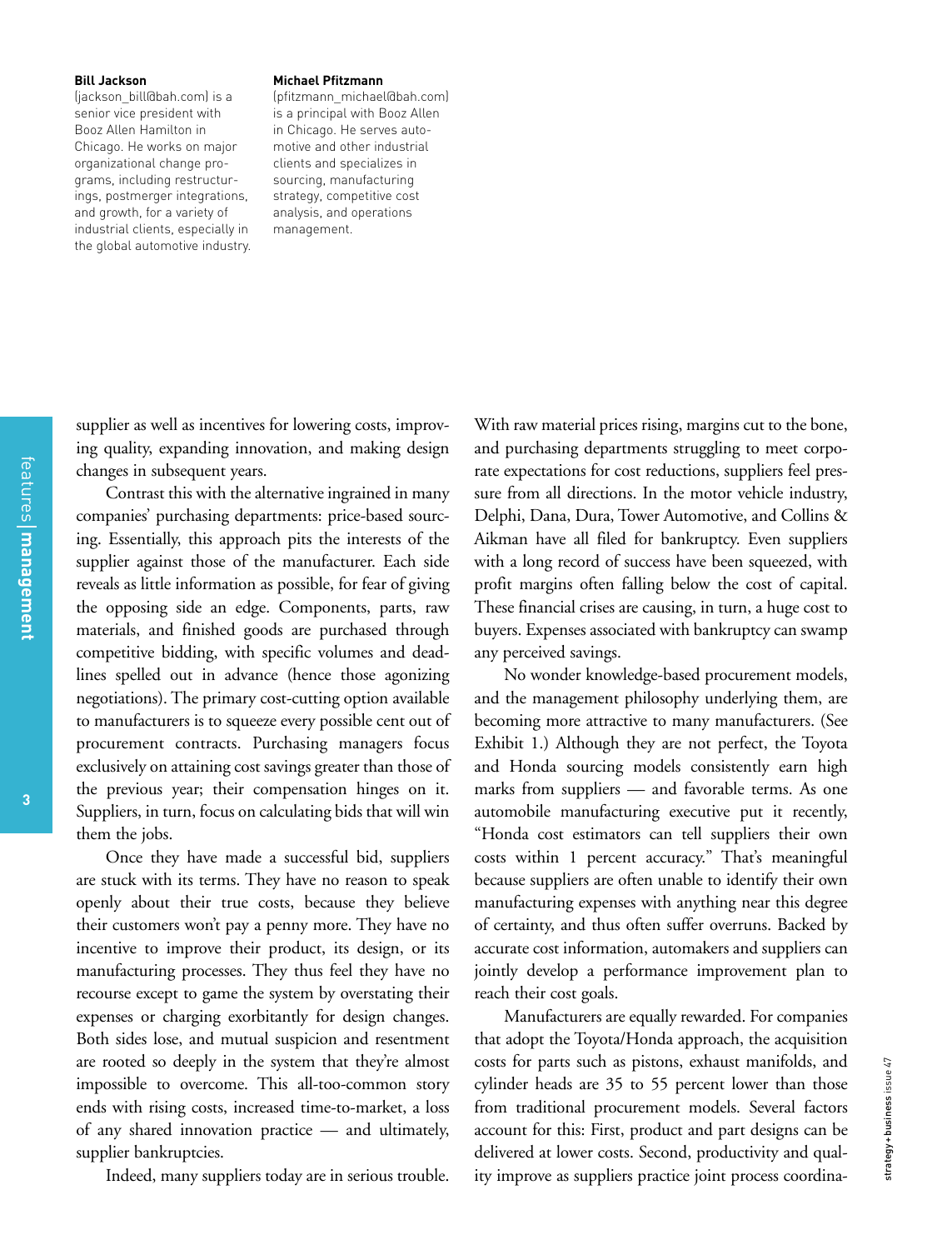**Bill Jackson**
(jackson_bill@bah.com) is a senior vice president with Booz Allen Hamilton in Chicago. He works on major organizational change programs, including restructurings, postmerger integrations, and growth, for a variety of industrial clients, especially in the global automotive industry.

**Michael Pfitzmann**
(pfitzmann_michael@bah.com) is a principal with Booz Allen in Chicago. He serves automotive and other industrial clients and specializes in sourcing, manufacturing strategy, competitive cost analysis, and operations management.

supplier as well as incentives for lowering costs, improving quality, expanding innovation, and making design changes in subsequent years.

Contrast this with the alternative ingrained in many companies' purchasing departments: price-based sourcing. Essentially, this approach pits the interests of the supplier against those of the manufacturer. Each side reveals as little information as possible, for fear of giving the opposing side an edge. Components, parts, raw materials, and finished goods are purchased through competitive bidding, with specific volumes and deadlines spelled out in advance (hence those agonizing negotiations). The primary cost-cutting option available to manufacturers is to squeeze every possible cent out of procurement contracts. Purchasing managers focus exclusively on attaining cost savings greater than those of the previous year; their compensation hinges on it. Suppliers, in turn, focus on calculating bids that will win them the jobs.

Once they have made a successful bid, suppliers are stuck with its terms. They have no reason to speak openly about their true costs, because they believe their customers won't pay a penny more. They have no incentive to improve their product, its design, or its manufacturing processes. They thus feel they have no recourse except to game the system by overstating their expenses or charging exorbitantly for design changes. Both sides lose, and mutual suspicion and resentment are rooted so deeply in the system that they're almost impossible to overcome. This all-too-common story ends with rising costs, increased time-to-market, a loss of any shared innovation practice — and ultimately, supplier bankruptcies.

Indeed, many suppliers today are in serious trouble. With raw material prices rising, margins cut to the bone, and purchasing departments struggling to meet corporate expectations for cost reductions, suppliers feel pressure from all directions. In the motor vehicle industry, Delphi, Dana, Dura, Tower Automotive, and Collins & Aikman have all filed for bankruptcy. Even suppliers with a long record of success have been squeezed, with profit margins often falling below the cost of capital. These financial crises are causing, in turn, a huge cost to buyers. Expenses associated with bankruptcy can swamp any perceived savings.

No wonder knowledge-based procurement models, and the management philosophy underlying them, are becoming more attractive to many manufacturers. (See Exhibit 1.) Although they are not perfect, the Toyota and Honda sourcing models consistently earn high marks from suppliers — and favorable terms. As one automobile manufacturing executive put it recently, "Honda cost estimators can tell suppliers their own costs within 1 percent accuracy." That's meaningful because suppliers are often unable to identify their own manufacturing expenses with anything near this degree of certainty, and thus often suffer overruns. Backed by accurate cost information, automakers and suppliers can jointly develop a performance improvement plan to reach their cost goals.

Manufacturers are equally rewarded. For companies that adopt the Toyota/Honda approach, the acquisition costs for parts such as pistons, exhaust manifolds, and cylinder heads are 35 to 55 percent lower than those from traditional procurement models. Several factors account for this: First, product and part designs can be delivered at lower costs. Second, productivity and quality improve as suppliers practice joint process coordina-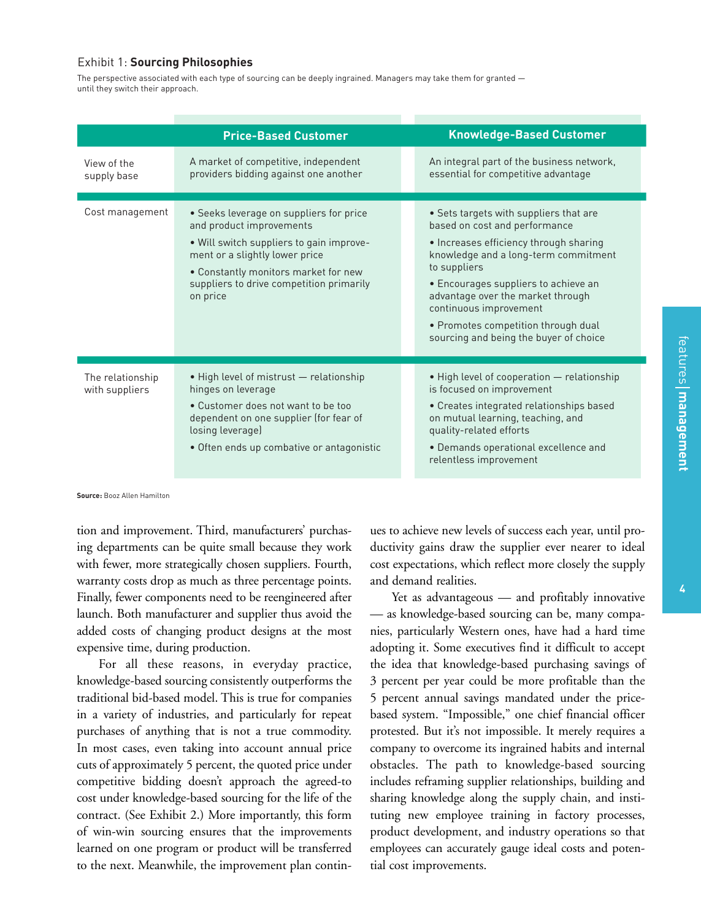Exhibit 1: **Sourcing Philosophies**

The perspective associated with each type of sourcing can be deeply ingrained. Managers may take them for granted — until they switch their approach.

| | Price-Based Customer | Knowledge-Based Customer |
|---|---|---|
| View of the supply base | A market of competitive, independent providers bidding against one another | An integral part of the business network, essential for competitive advantage |
| Cost management | • Seeks leverage on suppliers for price and product improvements<br>• Will switch suppliers to gain improvement or a slightly lower price<br>• Constantly monitors market for new suppliers to drive competition primarily on price | • Sets targets with suppliers that are based on cost and performance<br>• Increases efficiency through sharing knowledge and a long-term commitment to suppliers<br>• Encourages suppliers to achieve an advantage over the market through continuous improvement<br>• Promotes competition through dual sourcing and being the buyer of choice |
| The relationship with suppliers | • High level of mistrust — relationship hinges on leverage<br>• Customer does not want to be too dependent on one supplier (for fear of losing leverage)<br>• Often ends up combative or antagonistic | • High level of cooperation — relationship is focused on improvement<br>• Creates integrated relationships based on mutual learning, teaching, and quality-related efforts<br>• Demands operational excellence and relentless improvement |

**Source:** Booz Allen Hamilton

tion and improvement. Third, manufacturers' purchasing departments can be quite small because they work with fewer, more strategically chosen suppliers. Fourth, warranty costs drop as much as three percentage points. Finally, fewer components need to be reengineered after launch. Both manufacturer and supplier thus avoid the added costs of changing product designs at the most expensive time, during production.

For all these reasons, in everyday practice, knowledge-based sourcing consistently outperforms the traditional bid-based model. This is true for companies in a variety of industries, and particularly for repeat purchases of anything that is not a true commodity. In most cases, even taking into account annual price cuts of approximately 5 percent, the quoted price under competitive bidding doesn't approach the agreed-to cost under knowledge-based sourcing for the life of the contract. (See Exhibit 2.) More importantly, this form of win-win sourcing ensures that the improvements learned on one program or product will be transferred to the next. Meanwhile, the improvement plan continues to achieve new levels of success each year, until productivity gains draw the supplier ever nearer to ideal cost expectations, which reflect more closely the supply and demand realities.

Yet as advantageous — and profitably innovative — as knowledge-based sourcing can be, many companies, particularly Western ones, have had a hard time adopting it. Some executives find it difficult to accept the idea that knowledge-based purchasing savings of 3 percent per year could be more profitable than the 5 percent annual savings mandated under the price-based system. "Impossible," one chief financial officer protested. But it's not impossible. It merely requires a company to overcome its ingrained habits and internal obstacles. The path to knowledge-based sourcing includes reframing supplier relationships, building and sharing knowledge along the supply chain, and instituting new employee training in factory processes, product development, and industry operations so that employees can accurately gauge ideal costs and potential cost improvements.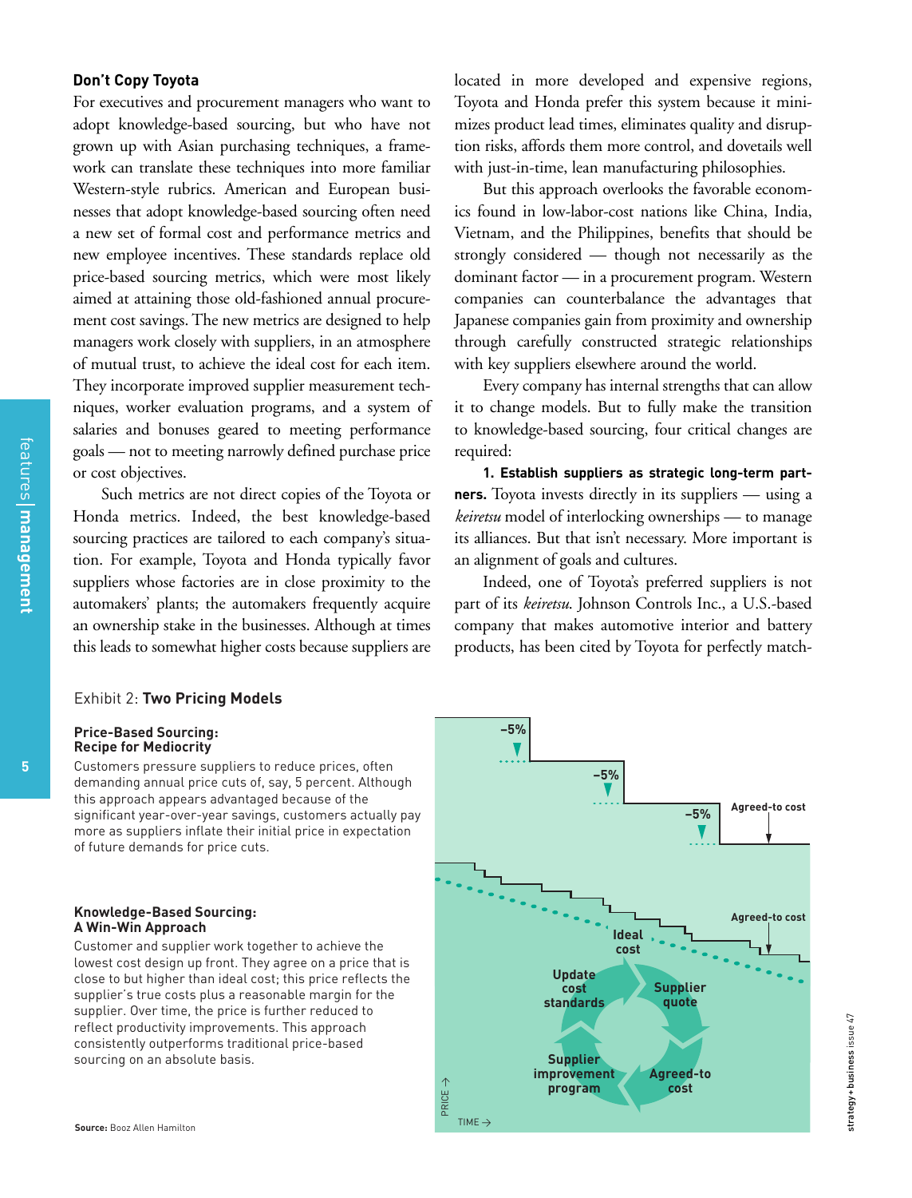### Don't Copy Toyota

For executives and procurement managers who want to adopt knowledge-based sourcing, but who have not grown up with Asian purchasing techniques, a framework can translate these techniques into more familiar Western-style rubrics. American and European businesses that adopt knowledge-based sourcing often need a new set of formal cost and performance metrics and new employee incentives. These standards replace old price-based sourcing metrics, which were most likely aimed at attaining those old-fashioned annual procurement cost savings. The new metrics are designed to help managers work closely with suppliers, in an atmosphere of mutual trust, to achieve the ideal cost for each item. They incorporate improved supplier measurement techniques, worker evaluation programs, and a system of salaries and bonuses geared to meeting performance goals — not to meeting narrowly defined purchase price or cost objectives.

Such metrics are not direct copies of the Toyota or Honda metrics. Indeed, the best knowledge-based sourcing practices are tailored to each company's situation. For example, Toyota and Honda typically favor suppliers whose factories are in close proximity to the automakers' plants; the automakers frequently acquire an ownership stake in the businesses. Although at times this leads to somewhat higher costs because suppliers are located in more developed and expensive regions, Toyota and Honda prefer this system because it minimizes product lead times, eliminates quality and disruption risks, affords them more control, and dovetails well with just-in-time, lean manufacturing philosophies.

But this approach overlooks the favorable economics found in low-labor-cost nations like China, India, Vietnam, and the Philippines, benefits that should be strongly considered — though not necessarily as the dominant factor — in a procurement program. Western companies can counterbalance the advantages that Japanese companies gain from proximity and ownership through carefully constructed strategic relationships with key suppliers elsewhere around the world.

Every company has internal strengths that can allow it to change models. But to fully make the transition to knowledge-based sourcing, four critical changes are required:

**1. Establish suppliers as strategic long-term partners.** Toyota invests directly in its suppliers — using a *keiretsu* model of interlocking ownerships — to manage its alliances. But that isn't necessary. More important is an alignment of goals and cultures.

Indeed, one of Toyota's preferred suppliers is not part of its *keiretsu*. Johnson Controls Inc., a U.S.-based company that makes automotive interior and battery products, has been cited by Toyota for perfectly match-

Exhibit 2: **Two Pricing Models**

**Price-Based Sourcing: Recipe for Mediocrity**

Customers pressure suppliers to reduce prices, often demanding annual price cuts of, say, 5 percent. Although this approach appears advantaged because of the significant year-over-year savings, customers actually pay more as suppliers inflate their initial price in expectation of future demands for price cuts.

**Knowledge-Based Sourcing: A Win-Win Approach**

Customer and supplier work together to achieve the lowest cost design up front. They agree on a price that is close to but higher than ideal cost; this price reflects the supplier's true costs plus a reasonable margin for the supplier. Over time, the price is further reduced to reflect productivity improvements. This approach consistently outperforms traditional price-based sourcing on an absolute basis.

Chart labels: –5%, –5%, –5%, Agreed-to cost; Agreed-to cost; Ideal cost; Update cost standards; Supplier quote; Supplier improvement program; Agreed-to cost; PRICE →; TIME →

**Source:** Booz Allen Hamilton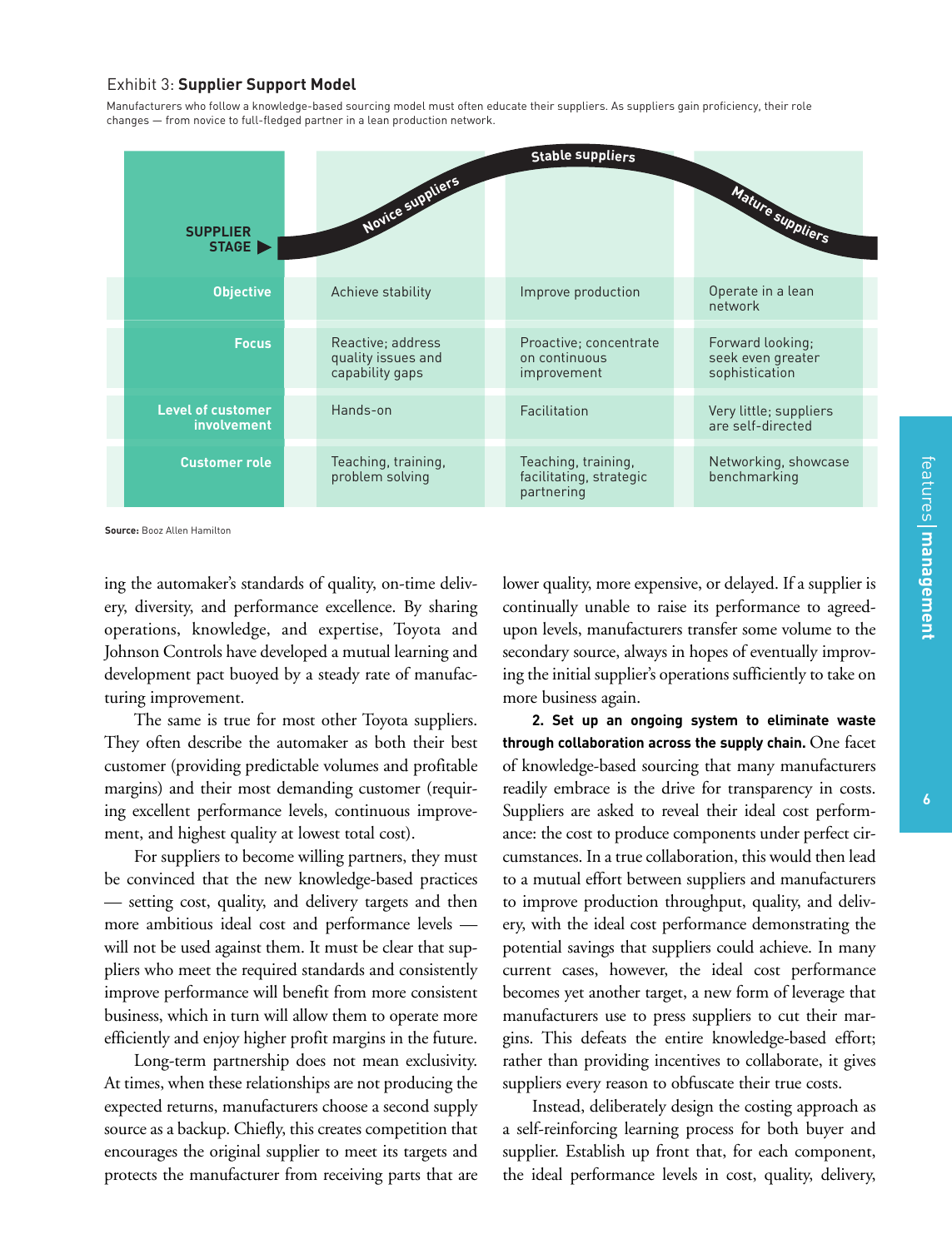Exhibit 3: **Supplier Support Model**

Manufacturers who follow a knowledge-based sourcing model must often educate their suppliers. As suppliers gain proficiency, their role changes — from novice to full-fledged partner in a lean production network.

| SUPPLIER STAGE | Novice suppliers | Stable suppliers | Mature suppliers |
|---|---|---|---|
| **Objective** | Achieve stability | Improve production | Operate in a lean network |
| **Focus** | Reactive; address quality issues and capability gaps | Proactive; concentrate on continuous improvement | Forward looking; seek even greater sophistication |
| **Level of customer involvement** | Hands-on | Facilitation | Very little; suppliers are self-directed |
| **Customer role** | Teaching, training, problem solving | Teaching, training, facilitating, strategic partnering | Networking, showcase benchmarking |

**Source:** Booz Allen Hamilton

ing the automaker's standards of quality, on-time delivery, diversity, and performance excellence. By sharing operations, knowledge, and expertise, Toyota and Johnson Controls have developed a mutual learning and development pact buoyed by a steady rate of manufacturing improvement.

The same is true for most other Toyota suppliers. They often describe the automaker as both their best customer (providing predictable volumes and profitable margins) and their most demanding customer (requiring excellent performance levels, continuous improvement, and highest quality at lowest total cost).

For suppliers to become willing partners, they must be convinced that the new knowledge-based practices — setting cost, quality, and delivery targets and then more ambitious ideal cost and performance levels — will not be used against them. It must be clear that suppliers who meet the required standards and consistently improve performance will benefit from more consistent business, which in turn will allow them to operate more efficiently and enjoy higher profit margins in the future.

Long-term partnership does not mean exclusivity. At times, when these relationships are not producing the expected returns, manufacturers choose a second supply source as a backup. Chiefly, this creates competition that encourages the original supplier to meet its targets and protects the manufacturer from receiving parts that are lower quality, more expensive, or delayed. If a supplier is continually unable to raise its performance to agreed-upon levels, manufacturers transfer some volume to the secondary source, always in hopes of eventually improving the initial supplier's operations sufficiently to take on more business again.

**2. Set up an ongoing system to eliminate waste through collaboration across the supply chain.** One facet of knowledge-based sourcing that many manufacturers readily embrace is the drive for transparency in costs. Suppliers are asked to reveal their ideal cost performance: the cost to produce components under perfect circumstances. In a true collaboration, this would then lead to a mutual effort between suppliers and manufacturers to improve production throughput, quality, and delivery, with the ideal cost performance demonstrating the potential savings that suppliers could achieve. In many current cases, however, the ideal cost performance becomes yet another target, a new form of leverage that manufacturers use to press suppliers to cut their margins. This defeats the entire knowledge-based effort; rather than providing incentives to collaborate, it gives suppliers every reason to obfuscate their true costs.

Instead, deliberately design the costing approach as a self-reinforcing learning process for both buyer and supplier. Establish up front that, for each component, the ideal performance levels in cost, quality, delivery,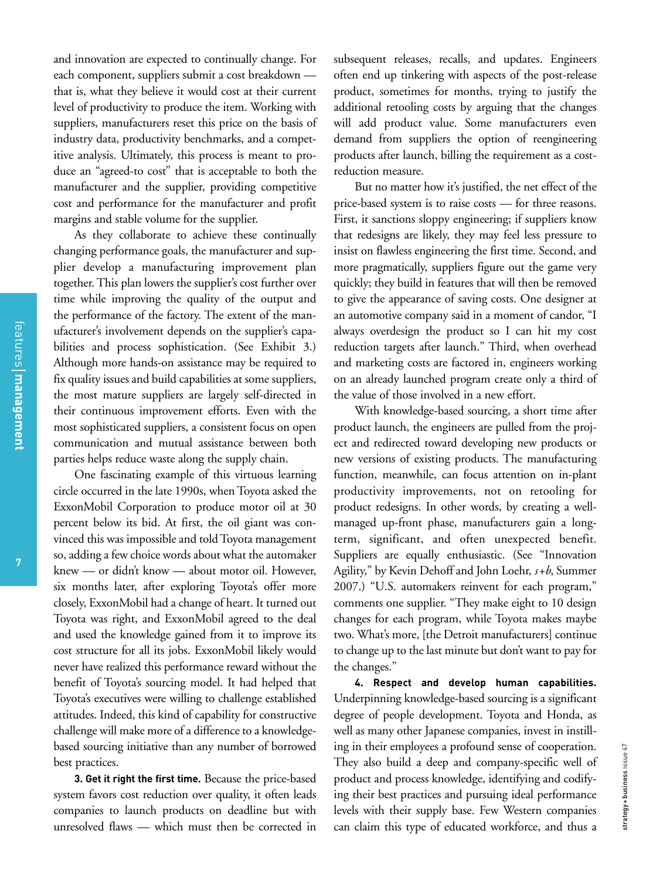and innovation are expected to continually change. For each component, suppliers submit a cost breakdown — that is, what they believe it would cost at their current level of productivity to produce the item. Working with suppliers, manufacturers reset this price on the basis of industry data, productivity benchmarks, and a competitive analysis. Ultimately, this process is meant to produce an "agreed-to cost" that is acceptable to both the manufacturer and the supplier, providing competitive cost and performance for the manufacturer and profit margins and stable volume for the supplier.

As they collaborate to achieve these continually changing performance goals, the manufacturer and supplier develop a manufacturing improvement plan together. This plan lowers the supplier's cost further over time while improving the quality of the output and the performance of the factory. The extent of the manufacturer's involvement depends on the supplier's capabilities and process sophistication. (See Exhibit 3.) Although more hands-on assistance may be required to fix quality issues and build capabilities at some suppliers, the most mature suppliers are largely self-directed in their continuous improvement efforts. Even with the most sophisticated suppliers, a consistent focus on open communication and mutual assistance between both parties helps reduce waste along the supply chain.

One fascinating example of this virtuous learning circle occurred in the late 1990s, when Toyota asked the ExxonMobil Corporation to produce motor oil at 30 percent below its bid. At first, the oil giant was convinced this was impossible and told Toyota management so, adding a few choice words about what the automaker knew — or didn't know — about motor oil. However, six months later, after exploring Toyota's offer more closely, ExxonMobil had a change of heart. It turned out Toyota was right, and ExxonMobil agreed to the deal and used the knowledge gained from it to improve its cost structure for all its jobs. ExxonMobil likely would never have realized this performance reward without the benefit of Toyota's sourcing model. It had helped that Toyota's executives were willing to challenge established attitudes. Indeed, this kind of capability for constructive challenge will make more of a difference to a knowledge-based sourcing initiative than any number of borrowed best practices.

**3. Get it right the first time.** Because the price-based system favors cost reduction over quality, it often leads companies to launch products on deadline but with unresolved flaws — which must then be corrected in subsequent releases, recalls, and updates. Engineers often end up tinkering with aspects of the post-release product, sometimes for months, trying to justify the additional retooling costs by arguing that the changes will add product value. Some manufacturers even demand from suppliers the option of reengineering products after launch, billing the requirement as a cost-reduction measure.

But no matter how it's justified, the net effect of the price-based system is to raise costs — for three reasons. First, it sanctions sloppy engineering; if suppliers know that redesigns are likely, they may feel less pressure to insist on flawless engineering the first time. Second, and more pragmatically, suppliers figure out the game very quickly; they build in features that will then be removed to give the appearance of saving costs. One designer at an automotive company said in a moment of candor, "I always overdesign the product so I can hit my cost reduction targets after launch." Third, when overhead and marketing costs are factored in, engineers working on an already launched program create only a third of the value of those involved in a new effort.

With knowledge-based sourcing, a short time after product launch, the engineers are pulled from the project and redirected toward developing new products or new versions of existing products. The manufacturing function, meanwhile, can focus attention on in-plant productivity improvements, not on retooling for product redesigns. In other words, by creating a well-managed up-front phase, manufacturers gain a long-term, significant, and often unexpected benefit. Suppliers are equally enthusiastic. (See "Innovation Agility," by Kevin Dehoff and John Loehr, *s+b*, Summer 2007.) "U.S. automakers reinvent for each program," comments one supplier. "They make eight to 10 design changes for each program, while Toyota makes maybe two. What's more, [the Detroit manufacturers] continue to change up to the last minute but don't want to pay for the changes."

**4. Respect and develop human capabilities.** Underpinning knowledge-based sourcing is a significant degree of people development. Toyota and Honda, as well as many other Japanese companies, invest in instilling in their employees a profound sense of cooperation. They also build a deep and company-specific well of product and process knowledge, identifying and codifying their best practices and pursuing ideal performance levels with their supply base. Few Western companies can claim this type of educated workforce, and thus a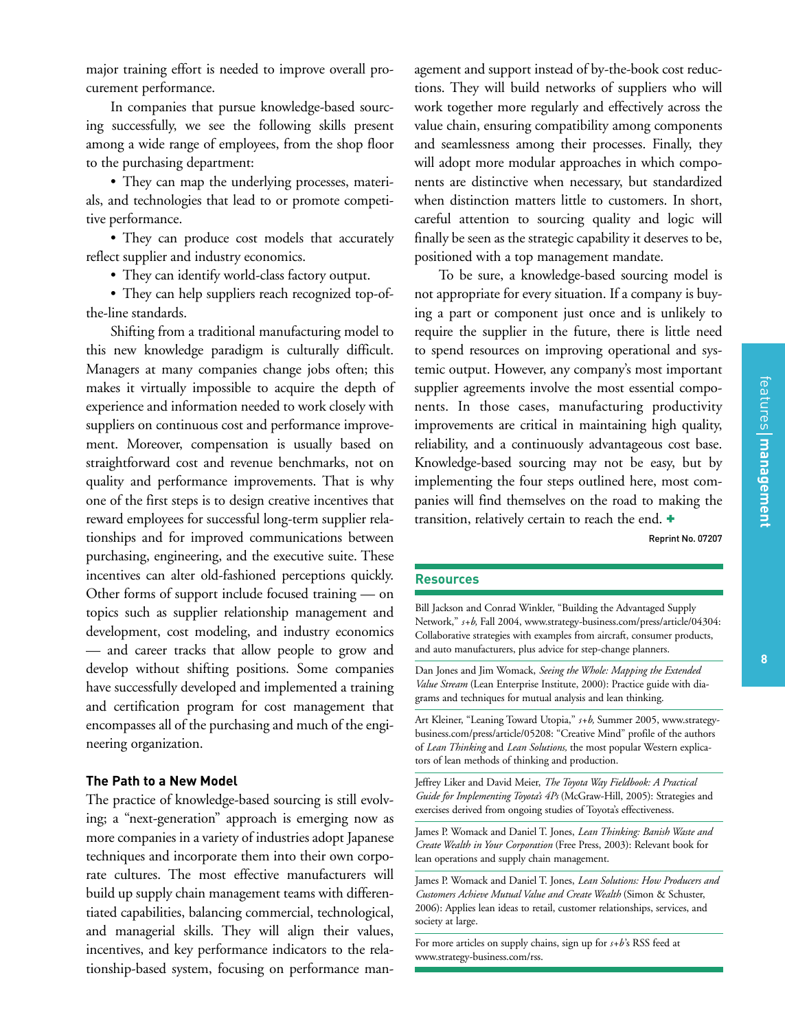major training effort is needed to improve overall procurement performance.

In companies that pursue knowledge-based sourcing successfully, we see the following skills present among a wide range of employees, from the shop floor to the purchasing department:

- They can map the underlying processes, materials, and technologies that lead to or promote competitive performance.
- They can produce cost models that accurately reflect supplier and industry economics.
- They can identify world-class factory output.
- They can help suppliers reach recognized top-of-the-line standards.

Shifting from a traditional manufacturing model to this new knowledge paradigm is culturally difficult. Managers at many companies change jobs often; this makes it virtually impossible to acquire the depth of experience and information needed to work closely with suppliers on continuous cost and performance improvement. Moreover, compensation is usually based on straightforward cost and revenue benchmarks, not on quality and performance improvements. That is why one of the first steps is to design creative incentives that reward employees for successful long-term supplier relationships and for improved communications between purchasing, engineering, and the executive suite. These incentives can alter old-fashioned perceptions quickly. Other forms of support include focused training — on topics such as supplier relationship management and development, cost modeling, and industry economics — and career tracks that allow people to grow and develop without shifting positions. Some companies have successfully developed and implemented a training and certification program for cost management that encompasses all of the purchasing and much of the engineering organization.

### The Path to a New Model

The practice of knowledge-based sourcing is still evolving; a "next-generation" approach is emerging now as more companies in a variety of industries adopt Japanese techniques and incorporate them into their own corporate cultures. The most effective manufacturers will build up supply chain management teams with differentiated capabilities, balancing commercial, technological, and managerial skills. They will align their values, incentives, and key performance indicators to the relationship-based system, focusing on performance management and support instead of by-the-book cost reductions. They will build networks of suppliers who will work together more regularly and effectively across the value chain, ensuring compatibility among components and seamlessness among their processes. Finally, they will adopt more modular approaches in which components are distinctive when necessary, but standardized when distinction matters little to customers. In short, careful attention to sourcing quality and logic will finally be seen as the strategic capability it deserves to be, positioned with a top management mandate.

To be sure, a knowledge-based sourcing model is not appropriate for every situation. If a company is buying a part or component just once and is unlikely to require the supplier in the future, there is little need to spend resources on improving operational and systemic output. However, any company's most important supplier agreements involve the most essential components. In those cases, manufacturing productivity improvements are critical in maintaining high quality, reliability, and a continuously advantageous cost base. Knowledge-based sourcing may not be easy, but by implementing the four steps outlined here, most companies will find themselves on the road to making the transition, relatively certain to reach the end. +

Reprint No. 07207

### Resources

Bill Jackson and Conrad Winkler, "Building the Advantaged Supply Network," *s+b,* Fall 2004, www.strategy-business.com/press/article/04304: Collaborative strategies with examples from aircraft, consumer products, and auto manufacturers, plus advice for step-change planners.

Dan Jones and Jim Womack, *Seeing the Whole: Mapping the Extended Value Stream* (Lean Enterprise Institute, 2000): Practice guide with diagrams and techniques for mutual analysis and lean thinking.

Art Kleiner, "Leaning Toward Utopia," *s+b,* Summer 2005, www.strategy-business.com/press/article/05208: "Creative Mind" profile of the authors of *Lean Thinking* and *Lean Solutions,* the most popular Western explicators of lean methods of thinking and production.

Jeffrey Liker and David Meier, *The Toyota Way Fieldbook: A Practical Guide for Implementing Toyota's 4Ps* (McGraw-Hill, 2005): Strategies and exercises derived from ongoing studies of Toyota's effectiveness.

James P. Womack and Daniel T. Jones, *Lean Thinking: Banish Waste and Create Wealth in Your Corporation* (Free Press, 2003): Relevant book for lean operations and supply chain management.

James P. Womack and Daniel T. Jones, *Lean Solutions: How Producers and Customers Achieve Mutual Value and Create Wealth* (Simon & Schuster, 2006): Applies lean ideas to retail, customer relationships, services, and society at large.

For more articles on supply chains, sign up for *s+b*'s RSS feed at www.strategy-business.com/rss.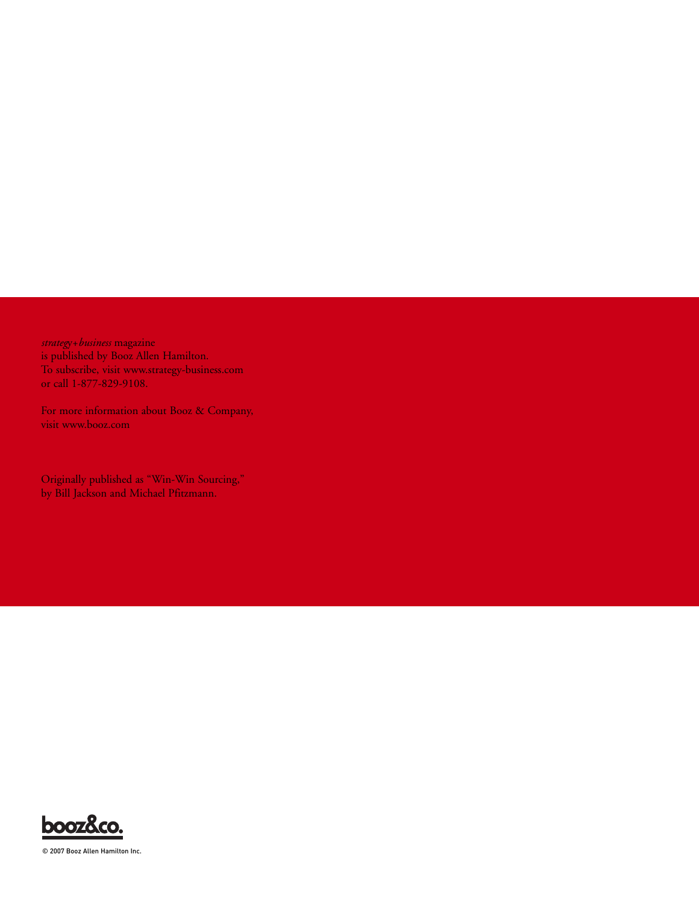*strategy+business* magazine
is published by Booz Allen Hamilton.
To subscribe, visit www.strategy-business.com
or call 1-877-829-9108.

For more information about Booz & Company,
visit www.booz.com

Originally published as "Win-Win Sourcing,"
by Bill Jackson and Michael Pfitzmann.

booz&co.

© 2007 Booz Allen Hamilton Inc.